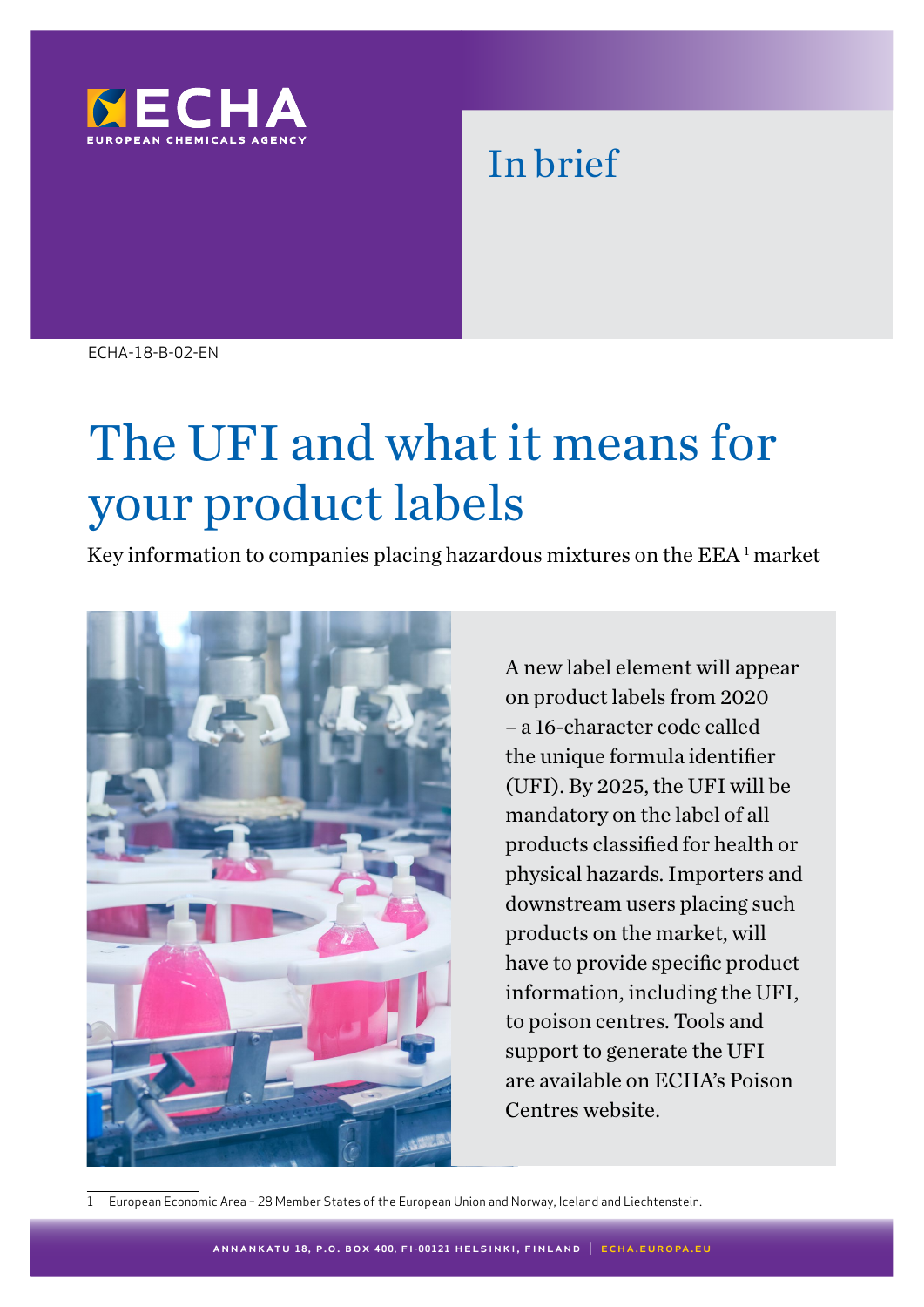ECHA
EUROPEAN CHEMICALS AGENCY

In brief

ECHA-18-B-02-EN

# The UFI and what it means for your product labels

Key information to companies placing hazardous mixtures on the EEA [1] market

A new label element will appear on product labels from 2020 – a 16-character code called the unique formula identifier (UFI). By 2025, the UFI will be mandatory on the label of all products classified for health or physical hazards. Importers and downstream users placing such products on the market, will have to provide specific product information, including the UFI, to poison centres. Tools and support to generate the UFI are available on ECHA's Poison Centres website.

[1] European Economic Area – 28 Member States of the European Union and Norway, Iceland and Liechtenstein.

ANNANKATU 18, P.O. BOX 400, FI-00121 HELSINKI, FINLAND | ECHA.EUROPA.EU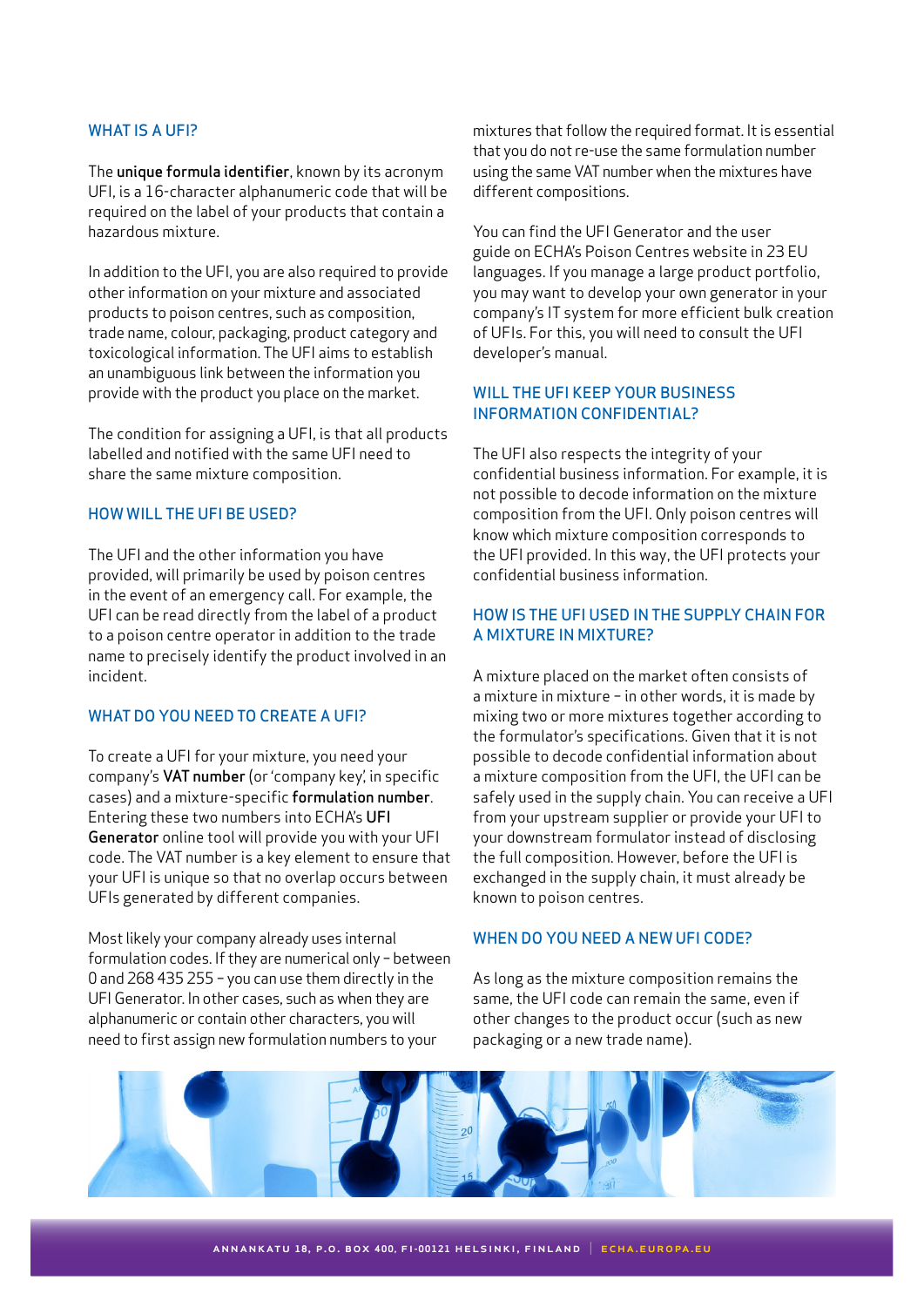## WHAT IS A UFI?

The **unique formula identifier**, known by its acronym UFI, is a 16-character alphanumeric code that will be required on the label of your products that contain a hazardous mixture.

In addition to the UFI, you are also required to provide other information on your mixture and associated products to poison centres, such as composition, trade name, colour, packaging, product category and toxicological information. The UFI aims to establish an unambiguous link between the information you provide with the product you place on the market.

The condition for assigning a UFI, is that all products labelled and notified with the same UFI need to share the same mixture composition.

## HOW WILL THE UFI BE USED?

The UFI and the other information you have provided, will primarily be used by poison centres in the event of an emergency call. For example, the UFI can be read directly from the label of a product to a poison centre operator in addition to the trade name to precisely identify the product involved in an incident.

## WHAT DO YOU NEED TO CREATE A UFI?

To create a UFI for your mixture, you need your company's **VAT number** (or 'company key', in specific cases) and a mixture-specific **formulation number**. Entering these two numbers into ECHA's **UFI Generator** online tool will provide you with your UFI code. The VAT number is a key element to ensure that your UFI is unique so that no overlap occurs between UFIs generated by different companies.

Most likely your company already uses internal formulation codes. If they are numerical only – between 0 and 268 435 255 – you can use them directly in the UFI Generator. In other cases, such as when they are alphanumeric or contain other characters, you will need to first assign new formulation numbers to your mixtures that follow the required format. It is essential that you do not re-use the same formulation number using the same VAT number when the mixtures have different compositions.

You can find the UFI Generator and the user guide on ECHA's Poison Centres website in 23 EU languages. If you manage a large product portfolio, you may want to develop your own generator in your company's IT system for more efficient bulk creation of UFIs. For this, you will need to consult the UFI developer's manual.

## WILL THE UFI KEEP YOUR BUSINESS INFORMATION CONFIDENTIAL?

The UFI also respects the integrity of your confidential business information. For example, it is not possible to decode information on the mixture composition from the UFI. Only poison centres will know which mixture composition corresponds to the UFI provided. In this way, the UFI protects your confidential business information.

## HOW IS THE UFI USED IN THE SUPPLY CHAIN FOR A MIXTURE IN MIXTURE?

A mixture placed on the market often consists of a mixture in mixture – in other words, it is made by mixing two or more mixtures together according to the formulator's specifications. Given that it is not possible to decode confidential information about a mixture composition from the UFI, the UFI can be safely used in the supply chain. You can receive a UFI from your upstream supplier or provide your UFI to your downstream formulator instead of disclosing the full composition. However, before the UFI is exchanged in the supply chain, it must already be known to poison centres.

## WHEN DO YOU NEED A NEW UFI CODE?

As long as the mixture composition remains the same, the UFI code can remain the same, even if other changes to the product occur (such as new packaging or a new trade name).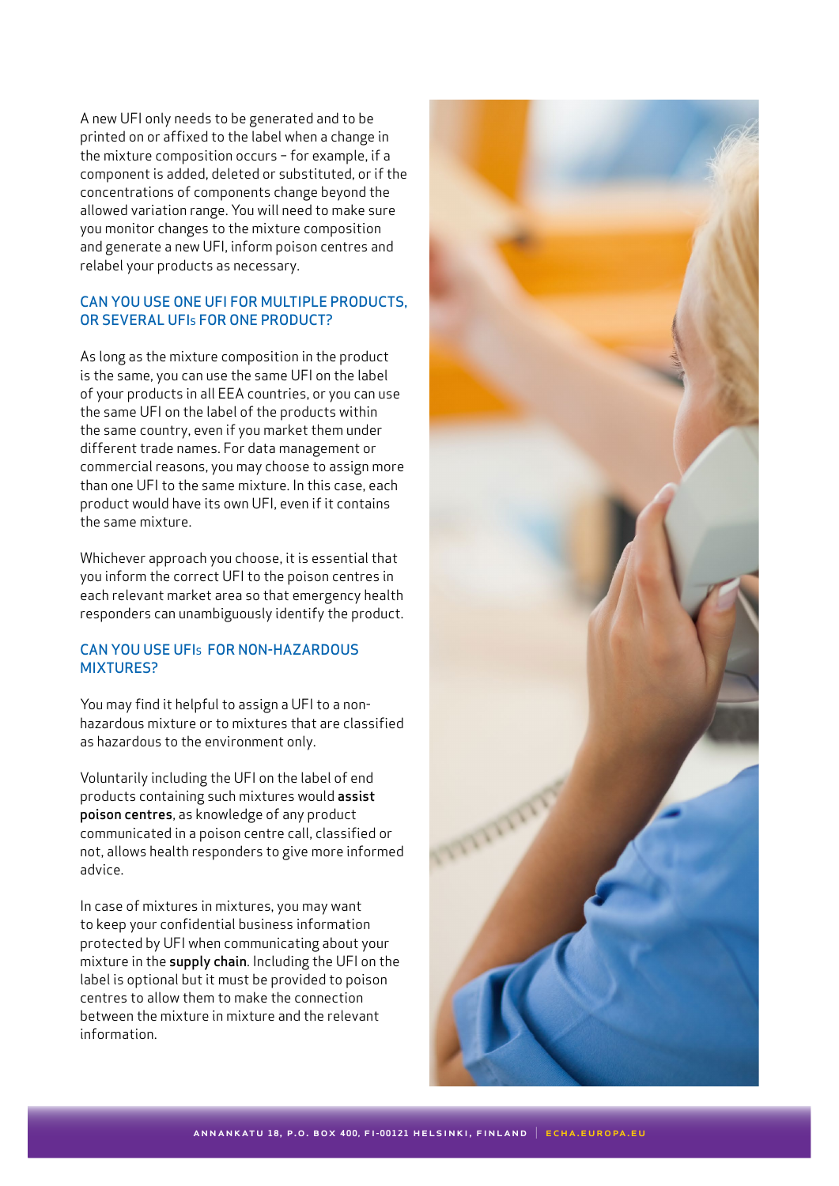A new UFI only needs to be generated and to be printed on or affixed to the label when a change in the mixture composition occurs – for example, if a component is added, deleted or substituted, or if the concentrations of components change beyond the allowed variation range. You will need to make sure you monitor changes to the mixture composition and generate a new UFI, inform poison centres and relabel your products as necessary.

## CAN YOU USE ONE UFI FOR MULTIPLE PRODUCTS, OR SEVERAL UFIs FOR ONE PRODUCT?

As long as the mixture composition in the product is the same, you can use the same UFI on the label of your products in all EEA countries, or you can use the same UFI on the label of the products within the same country, even if you market them under different trade names. For data management or commercial reasons, you may choose to assign more than one UFI to the same mixture. In this case, each product would have its own UFI, even if it contains the same mixture.

Whichever approach you choose, it is essential that you inform the correct UFI to the poison centres in each relevant market area so that emergency health responders can unambiguously identify the product.

## CAN YOU USE UFIs FOR NON-HAZARDOUS MIXTURES?

You may find it helpful to assign a UFI to a non-hazardous mixture or to mixtures that are classified as hazardous to the environment only.

Voluntarily including the UFI on the label of end products containing such mixtures would **assist poison centres**, as knowledge of any product communicated in a poison centre call, classified or not, allows health responders to give more informed advice.

In case of mixtures in mixtures, you may want to keep your confidential business information protected by UFI when communicating about your mixture in the **supply chain**. Including the UFI on the label is optional but it must be provided to poison centres to allow them to make the connection between the mixture in mixture and the relevant information.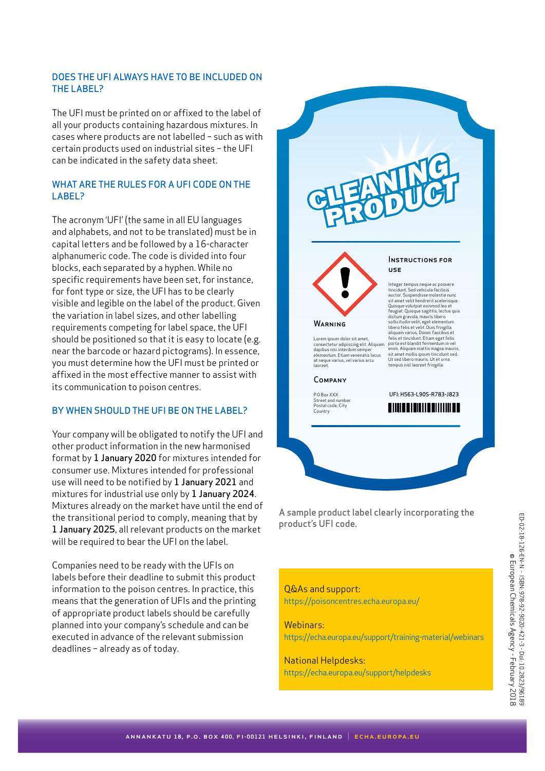## DOES THE UFI ALWAYS HAVE TO BE INCLUDED ON THE LABEL?

The UFI must be printed on or affixed to the label of all your products containing hazardous mixtures. In cases where products are not labelled – such as with certain products used on industrial sites – the UFI can be indicated in the safety data sheet.

## WHAT ARE THE RULES FOR A UFI CODE ON THE LABEL?

The acronym 'UFI' (the same in all EU languages and alphabets, and not to be translated) must be in capital letters and be followed by a 16-character alphanumeric code. The code is divided into four blocks, each separated by a hyphen. While no specific requirements have been set, for instance, for font type or size, the UFI has to be clearly visible and legible on the label of the product. Given the variation in label sizes, and other labelling requirements competing for label space, the UFI should be positioned so that it is easy to locate (e.g. near the barcode or hazard pictograms). In essence, you must determine how the UFI must be printed or affixed in the most effective manner to assist with its communication to poison centres.

## BY WHEN SHOULD THE UFI BE ON THE LABEL?

Your company will be obligated to notify the UFI and other product information in the new harmonised format by **1 January 2020** for mixtures intended for consumer use. Mixtures intended for professional use will need to be notified by **1 January 2021** and mixtures for industrial use only by **1 January 2024**. Mixtures already on the market have until the end of the transitional period to comply, meaning that by **1 January 2025**, all relevant products on the market will be required to bear the UFI on the label.

Companies need to be ready with the UFIs on labels before their deadline to submit this product information to the poison centres. In practice, this means that the generation of UFIs and the printing of appropriate product labels should be carefully planned into your company's schedule and can be executed in advance of the relevant submission deadlines – already as of today.

CLEANING PRODUCT

WARNING

Lorem ipsum dolor sit amet, consectetur adipiscing elit. Aliquam dapibus nisi interdum semper elementum. Etiam venenatis lacus at neque varius, vel varius arcu laoreet.

INSTRUCTIONS FOR USE

Integer tempus neque ac posuere tincidunt. Sed vehicula facilisis auctor. Suspendisse molestie nunc sit amet velit hendrerit scelerisque. Quisque volutpat euismod leo et feugiat. Quisque sagittis, lectus quis dictum gravida, mauris libero sollicitudin velit, eget elementum libero felis et velit. Duis fringilla aliquam varius. Donec faucibus et felis et tincidunt. Etiam eget felis porta est blandit fermentum in vel enim. Aliquam mattis magna mauris, sit amet mollis ipsum tincidunt sed. Ut sed libero mauris. Ut et urna tempus nisl laoreet fringilla.

COMPANY

P.O Box XXX
Street and number
Postal code, City
Country

UFI: H563-L90S-R783-J823

A sample product label clearly incorporating the product's UFI code.

Q&As and support:
https://poisoncentres.echa.europa.eu/

Webinars:
https://echa.europa.eu/support/training-material/webinars

National Helpdesks:
https://echa.europa.eu/support/helpdesks

ED-02-18-126-EN-N - ISBN: 978-92-9020-421-3 - DoI: 10.2823/96189
© European Chemicals Agency - February 2018

ANNANKATU 18, P.O. BOX 400, FI-00121 HELSINKI, FINLAND | ECHA.EUROPA.EU